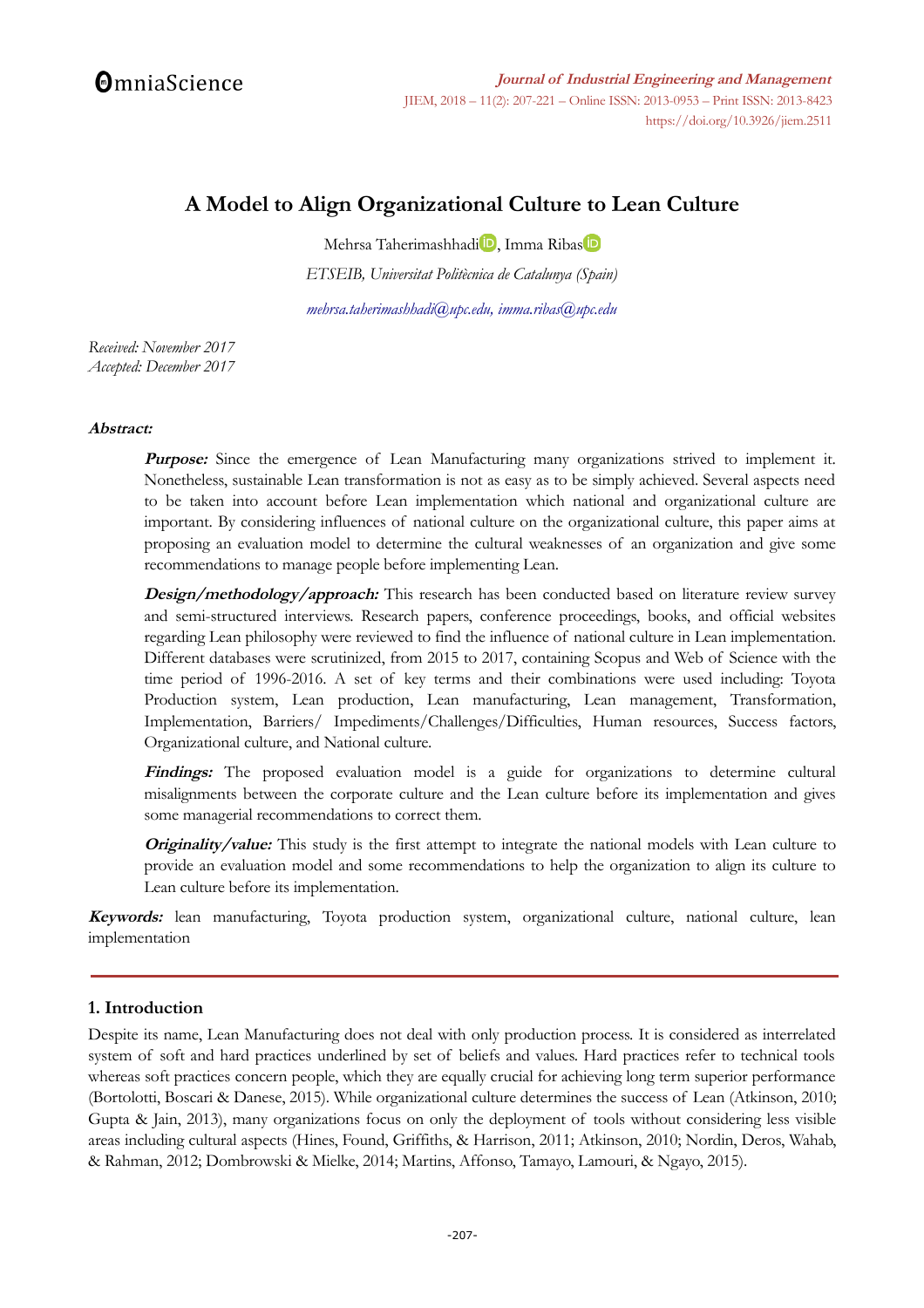# A Model to Align Organizational Culture to Lean Culture

Mehrsa Taherimashhadi, Imma Ribas

*ETSEIB, Universitat Politècnica de Catalunya (Spain)*

*mehrsa.taherimashhadi@upc.edu, imma.ribas@upc.edu*

*Received: November 2017*
*Accepted: December 2017*

## Abstract:

***Purpose:*** Since the emergence of Lean Manufacturing many organizations strived to implement it. Nonetheless, sustainable Lean transformation is not as easy as to be simply achieved. Several aspects need to be taken into account before Lean implementation which national and organizational culture are important. By considering influences of national culture on the organizational culture, this paper aims at proposing an evaluation model to determine the cultural weaknesses of an organization and give some recommendations to manage people before implementing Lean.

***Design/methodology/approach:*** This research has been conducted based on literature review survey and semi-structured interviews. Research papers, conference proceedings, books, and official websites regarding Lean philosophy were reviewed to find the influence of national culture in Lean implementation. Different databases were scrutinized, from 2015 to 2017, containing Scopus and Web of Science with the time period of 1996-2016. A set of key terms and their combinations were used including: Toyota Production system, Lean production, Lean manufacturing, Lean management, Transformation, Implementation, Barriers/ Impediments/Challenges/Difficulties, Human resources, Success factors, Organizational culture, and National culture.

***Findings:*** The proposed evaluation model is a guide for organizations to determine cultural misalignments between the corporate culture and the Lean culture before its implementation and gives some managerial recommendations to correct them.

***Originality/value:*** This study is the first attempt to integrate the national models with Lean culture to provide an evaluation model and some recommendations to help the organization to align its culture to Lean culture before its implementation.

***Keywords:*** lean manufacturing, Toyota production system, organizational culture, national culture, lean implementation

## 1. Introduction

Despite its name, Lean Manufacturing does not deal with only production process. It is considered as interrelated system of soft and hard practices underlined by set of beliefs and values. Hard practices refer to technical tools whereas soft practices concern people, which they are equally crucial for achieving long term superior performance (Bortolotti, Boscari & Danese, 2015). While organizational culture determines the success of Lean (Atkinson, 2010; Gupta & Jain, 2013), many organizations focus on only the deployment of tools without considering less visible areas including cultural aspects (Hines, Found, Griffiths, & Harrison, 2011; Atkinson, 2010; Nordin, Deros, Wahab, & Rahman, 2012; Dombrowski & Mielke, 2014; Martins, Affonso, Tamayo, Lamouri, & Ngayo, 2015).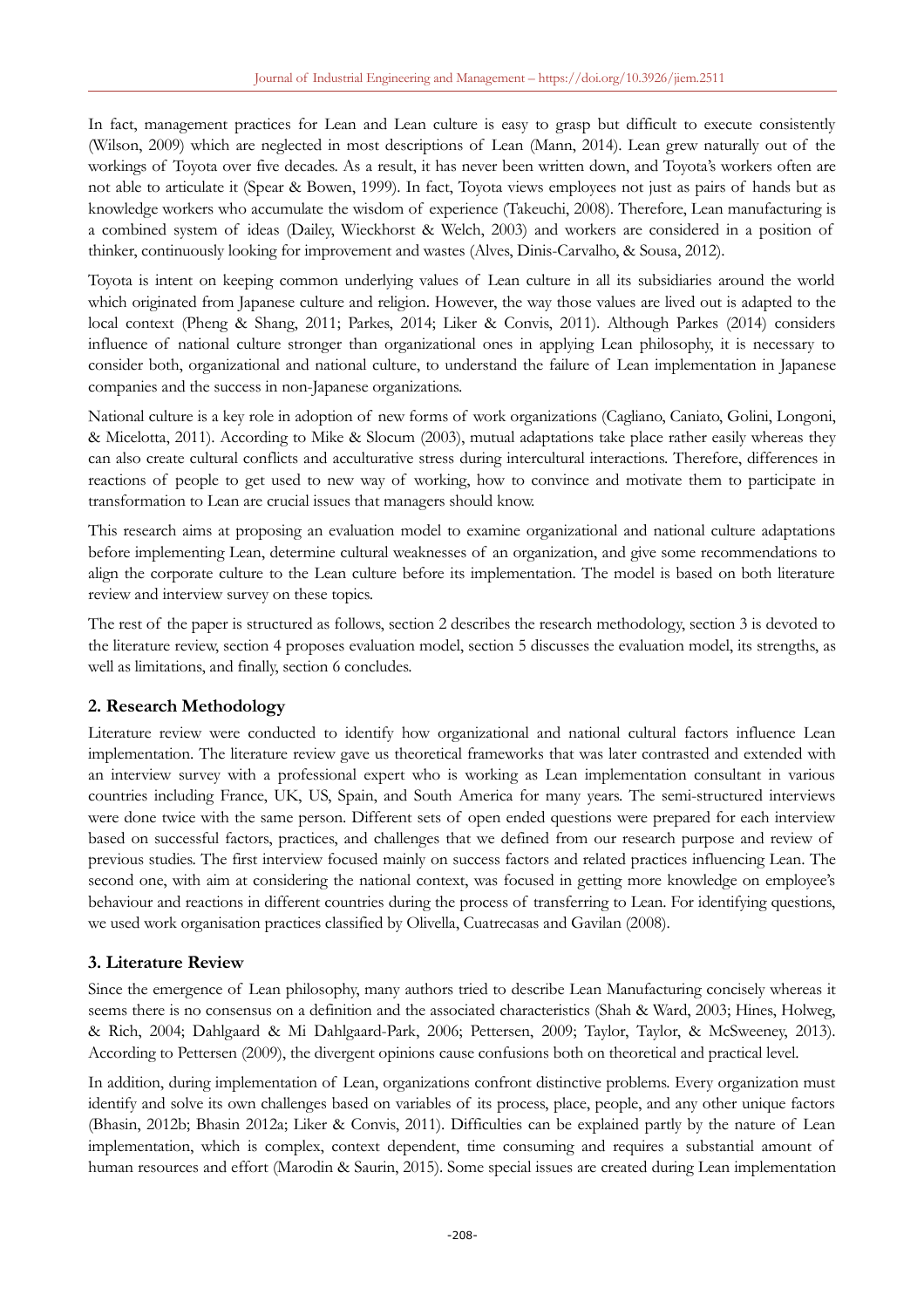In fact, management practices for Lean and Lean culture is easy to grasp but difficult to execute consistently (Wilson, 2009) which are neglected in most descriptions of Lean (Mann, 2014). Lean grew naturally out of the workings of Toyota over five decades. As a result, it has never been written down, and Toyota's workers often are not able to articulate it (Spear & Bowen, 1999). In fact, Toyota views employees not just as pairs of hands but as knowledge workers who accumulate the wisdom of experience (Takeuchi, 2008). Therefore, Lean manufacturing is a combined system of ideas (Dailey, Wieckhorst & Welch, 2003) and workers are considered in a position of thinker, continuously looking for improvement and wastes (Alves, Dinis-Carvalho, & Sousa, 2012).

Toyota is intent on keeping common underlying values of Lean culture in all its subsidiaries around the world which originated from Japanese culture and religion. However, the way those values are lived out is adapted to the local context (Pheng & Shang, 2011; Parkes, 2014; Liker & Convis, 2011). Although Parkes (2014) considers influence of national culture stronger than organizational ones in applying Lean philosophy, it is necessary to consider both, organizational and national culture, to understand the failure of Lean implementation in Japanese companies and the success in non-Japanese organizations.

National culture is a key role in adoption of new forms of work organizations (Cagliano, Caniato, Golini, Longoni, & Micelotta, 2011). According to Mike & Slocum (2003), mutual adaptations take place rather easily whereas they can also create cultural conflicts and acculturative stress during intercultural interactions. Therefore, differences in reactions of people to get used to new way of working, how to convince and motivate them to participate in transformation to Lean are crucial issues that managers should know.

This research aims at proposing an evaluation model to examine organizational and national culture adaptations before implementing Lean, determine cultural weaknesses of an organization, and give some recommendations to align the corporate culture to the Lean culture before its implementation. The model is based on both literature review and interview survey on these topics.

The rest of the paper is structured as follows, section 2 describes the research methodology, section 3 is devoted to the literature review, section 4 proposes evaluation model, section 5 discusses the evaluation model, its strengths, as well as limitations, and finally, section 6 concludes.

## 2. Research Methodology

Literature review were conducted to identify how organizational and national cultural factors influence Lean implementation. The literature review gave us theoretical frameworks that was later contrasted and extended with an interview survey with a professional expert who is working as Lean implementation consultant in various countries including France, UK, US, Spain, and South America for many years. The semi-structured interviews were done twice with the same person. Different sets of open ended questions were prepared for each interview based on successful factors, practices, and challenges that we defined from our research purpose and review of previous studies. The first interview focused mainly on success factors and related practices influencing Lean. The second one, with aim at considering the national context, was focused in getting more knowledge on employee's behaviour and reactions in different countries during the process of transferring to Lean. For identifying questions, we used work organisation practices classified by Olivella, Cuatrecasas and Gavilan (2008).

## 3. Literature Review

Since the emergence of Lean philosophy, many authors tried to describe Lean Manufacturing concisely whereas it seems there is no consensus on a definition and the associated characteristics (Shah & Ward, 2003; Hines, Holweg, & Rich, 2004; Dahlgaard & Mi Dahlgaard-Park, 2006; Pettersen, 2009; Taylor, Taylor, & McSweeney, 2013). According to Pettersen (2009), the divergent opinions cause confusions both on theoretical and practical level.

In addition, during implementation of Lean, organizations confront distinctive problems. Every organization must identify and solve its own challenges based on variables of its process, place, people, and any other unique factors (Bhasin, 2012b; Bhasin 2012a; Liker & Convis, 2011). Difficulties can be explained partly by the nature of Lean implementation, which is complex, context dependent, time consuming and requires a substantial amount of human resources and effort (Marodin & Saurin, 2015). Some special issues are created during Lean implementation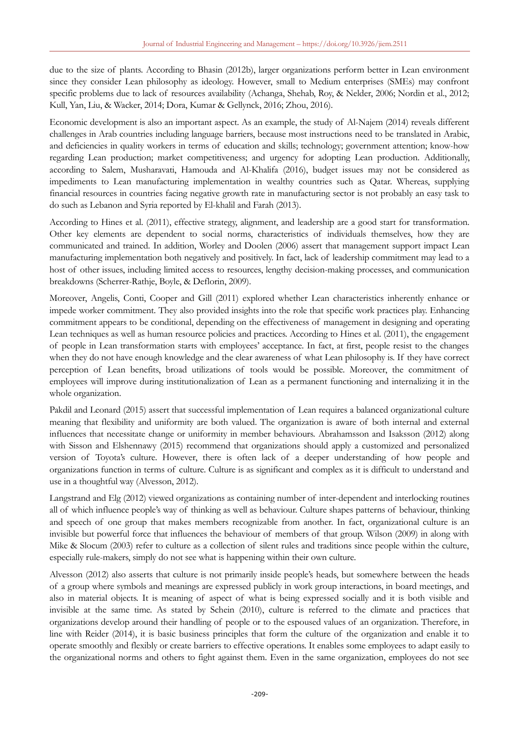due to the size of plants. According to Bhasin (2012b), larger organizations perform better in Lean environment since they consider Lean philosophy as ideology. However, small to Medium enterprises (SMEs) may confront specific problems due to lack of resources availability (Achanga, Shehab, Roy, & Nelder, 2006; Nordin et al., 2012; Kull, Yan, Liu, & Wacker, 2014; Dora, Kumar & Gellynck, 2016; Zhou, 2016).

Economic development is also an important aspect. As an example, the study of Al-Najem (2014) reveals different challenges in Arab countries including language barriers, because most instructions need to be translated in Arabic, and deficiencies in quality workers in terms of education and skills; technology; government attention; know-how regarding Lean production; market competitiveness; and urgency for adopting Lean production. Additionally, according to Salem, Musharavati, Hamouda and Al-Khalifa (2016), budget issues may not be considered as impediments to Lean manufacturing implementation in wealthy countries such as Qatar. Whereas, supplying financial resources in countries facing negative growth rate in manufacturing sector is not probably an easy task to do such as Lebanon and Syria reported by El-khalil and Farah (2013).

According to Hines et al. (2011), effective strategy, alignment, and leadership are a good start for transformation. Other key elements are dependent to social norms, characteristics of individuals themselves, how they are communicated and trained. In addition, Worley and Doolen (2006) assert that management support impact Lean manufacturing implementation both negatively and positively. In fact, lack of leadership commitment may lead to a host of other issues, including limited access to resources, lengthy decision-making processes, and communication breakdowns (Scherrer-Rathje, Boyle, & Deflorin, 2009).

Moreover, Angelis, Conti, Cooper and Gill (2011) explored whether Lean characteristics inherently enhance or impede worker commitment. They also provided insights into the role that specific work practices play. Enhancing commitment appears to be conditional, depending on the effectiveness of management in designing and operating Lean techniques as well as human resource policies and practices. According to Hines et al. (2011), the engagement of people in Lean transformation starts with employees' acceptance. In fact, at first, people resist to the changes when they do not have enough knowledge and the clear awareness of what Lean philosophy is. If they have correct perception of Lean benefits, broad utilizations of tools would be possible. Moreover, the commitment of employees will improve during institutionalization of Lean as a permanent functioning and internalizing it in the whole organization.

Pakdil and Leonard (2015) assert that successful implementation of Lean requires a balanced organizational culture meaning that flexibility and uniformity are both valued. The organization is aware of both internal and external influences that necessitate change or uniformity in member behaviours. Abrahamsson and Isaksson (2012) along with Sisson and Elshennawy (2015) recommend that organizations should apply a customized and personalized version of Toyota's culture. However, there is often lack of a deeper understanding of how people and organizations function in terms of culture. Culture is as significant and complex as it is difficult to understand and use in a thoughtful way (Alvesson, 2012).

Langstrand and Elg (2012) viewed organizations as containing number of inter-dependent and interlocking routines all of which influence people's way of thinking as well as behaviour. Culture shapes patterns of behaviour, thinking and speech of one group that makes members recognizable from another. In fact, organizational culture is an invisible but powerful force that influences the behaviour of members of that group. Wilson (2009) in along with Mike & Slocum (2003) refer to culture as a collection of silent rules and traditions since people within the culture, especially rule-makers, simply do not see what is happening within their own culture.

Alvesson (2012) also asserts that culture is not primarily inside people's heads, but somewhere between the heads of a group where symbols and meanings are expressed publicly in work group interactions, in board meetings, and also in material objects. It is meaning of aspect of what is being expressed socially and it is both visible and invisible at the same time. As stated by Schein (2010), culture is referred to the climate and practices that organizations develop around their handling of people or to the espoused values of an organization. Therefore, in line with Reider (2014), it is basic business principles that form the culture of the organization and enable it to operate smoothly and flexibly or create barriers to effective operations. It enables some employees to adapt easily to the organizational norms and others to fight against them. Even in the same organization, employees do not see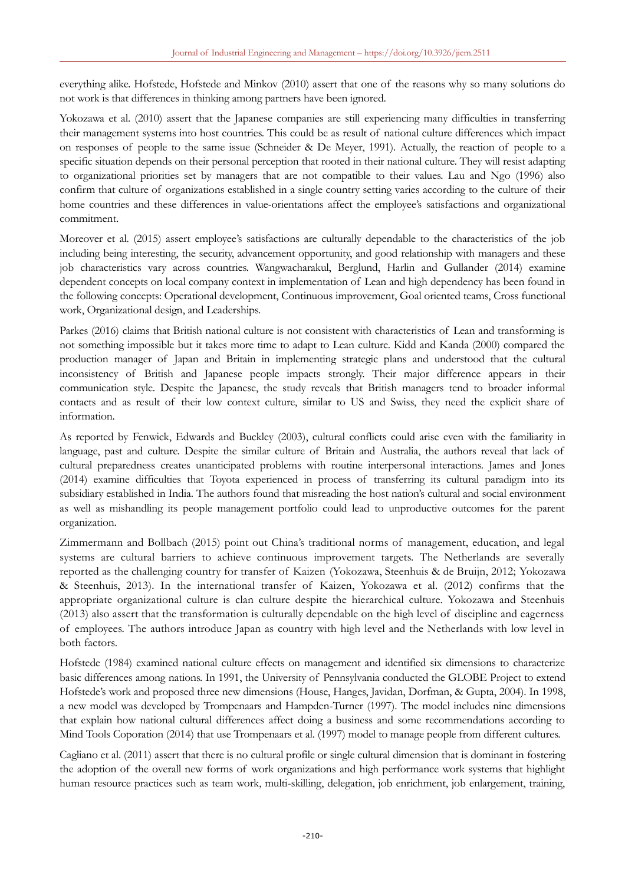everything alike. Hofstede, Hofstede and Minkov (2010) assert that one of the reasons why so many solutions do not work is that differences in thinking among partners have been ignored.

Yokozawa et al. (2010) assert that the Japanese companies are still experiencing many difficulties in transferring their management systems into host countries. This could be as result of national culture differences which impact on responses of people to the same issue (Schneider & De Meyer, 1991). Actually, the reaction of people to a specific situation depends on their personal perception that rooted in their national culture. They will resist adapting to organizational priorities set by managers that are not compatible to their values. Lau and Ngo (1996) also confirm that culture of organizations established in a single country setting varies according to the culture of their home countries and these differences in value-orientations affect the employee's satisfactions and organizational commitment.

Moreover et al. (2015) assert employee's satisfactions are culturally dependable to the characteristics of the job including being interesting, the security, advancement opportunity, and good relationship with managers and these job characteristics vary across countries. Wangwacharakul, Berglund, Harlin and Gullander (2014) examine dependent concepts on local company context in implementation of Lean and high dependency has been found in the following concepts: Operational development, Continuous improvement, Goal oriented teams, Cross functional work, Organizational design, and Leaderships.

Parkes (2016) claims that British national culture is not consistent with characteristics of Lean and transforming is not something impossible but it takes more time to adapt to Lean culture. Kidd and Kanda (2000) compared the production manager of Japan and Britain in implementing strategic plans and understood that the cultural inconsistency of British and Japanese people impacts strongly. Their major difference appears in their communication style. Despite the Japanese, the study reveals that British managers tend to broader informal contacts and as result of their low context culture, similar to US and Swiss, they need the explicit share of information.

As reported by Fenwick, Edwards and Buckley (2003), cultural conflicts could arise even with the familiarity in language, past and culture. Despite the similar culture of Britain and Australia, the authors reveal that lack of cultural preparedness creates unanticipated problems with routine interpersonal interactions. James and Jones (2014) examine difficulties that Toyota experienced in process of transferring its cultural paradigm into its subsidiary established in India. The authors found that misreading the host nation's cultural and social environment as well as mishandling its people management portfolio could lead to unproductive outcomes for the parent organization.

Zimmermann and Bollbach (2015) point out China's traditional norms of management, education, and legal systems are cultural barriers to achieve continuous improvement targets. The Netherlands are severally reported as the challenging country for transfer of Kaizen (Yokozawa, Steenhuis & de Bruijn, 2012; Yokozawa & Steenhuis, 2013). In the international transfer of Kaizen, Yokozawa et al. (2012) confirms that the appropriate organizational culture is clan culture despite the hierarchical culture. Yokozawa and Steenhuis (2013) also assert that the transformation is culturally dependable on the high level of discipline and eagerness of employees. The authors introduce Japan as country with high level and the Netherlands with low level in both factors.

Hofstede (1984) examined national culture effects on management and identified six dimensions to characterize basic differences among nations. In 1991, the University of Pennsylvania conducted the GLOBE Project to extend Hofstede's work and proposed three new dimensions (House, Hanges, Javidan, Dorfman, & Gupta, 2004). In 1998, a new model was developed by Trompenaars and Hampden-Turner (1997). The model includes nine dimensions that explain how national cultural differences affect doing a business and some recommendations according to Mind Tools Coporation (2014) that use Trompenaars et al. (1997) model to manage people from different cultures.

Cagliano et al. (2011) assert that there is no cultural profile or single cultural dimension that is dominant in fostering the adoption of the overall new forms of work organizations and high performance work systems that highlight human resource practices such as team work, multi-skilling, delegation, job enrichment, job enlargement, training,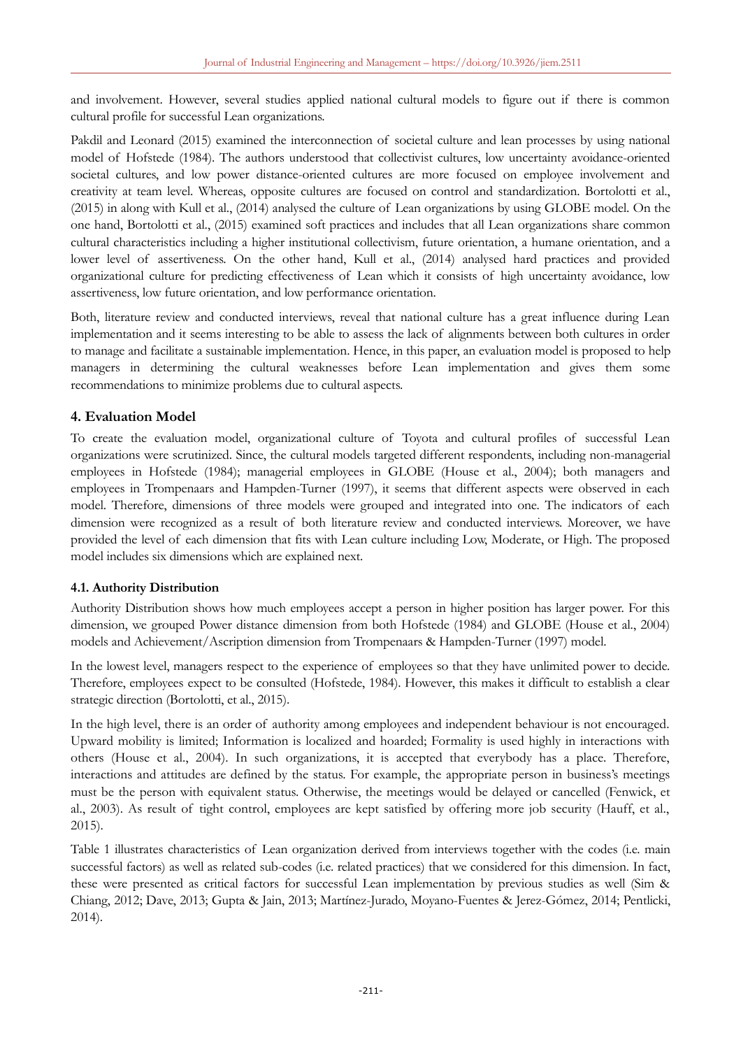and involvement. However, several studies applied national cultural models to figure out if there is common cultural profile for successful Lean organizations.

Pakdil and Leonard (2015) examined the interconnection of societal culture and lean processes by using national model of Hofstede (1984). The authors understood that collectivist cultures, low uncertainty avoidance-oriented societal cultures, and low power distance-oriented cultures are more focused on employee involvement and creativity at team level. Whereas, opposite cultures are focused on control and standardization. Bortolotti et al., (2015) in along with Kull et al., (2014) analysed the culture of Lean organizations by using GLOBE model. On the one hand, Bortolotti et al., (2015) examined soft practices and includes that all Lean organizations share common cultural characteristics including a higher institutional collectivism, future orientation, a humane orientation, and a lower level of assertiveness. On the other hand, Kull et al., (2014) analysed hard practices and provided organizational culture for predicting effectiveness of Lean which it consists of high uncertainty avoidance, low assertiveness, low future orientation, and low performance orientation.

Both, literature review and conducted interviews, reveal that national culture has a great influence during Lean implementation and it seems interesting to be able to assess the lack of alignments between both cultures in order to manage and facilitate a sustainable implementation. Hence, in this paper, an evaluation model is proposed to help managers in determining the cultural weaknesses before Lean implementation and gives them some recommendations to minimize problems due to cultural aspects.

## 4. Evaluation Model

To create the evaluation model, organizational culture of Toyota and cultural profiles of successful Lean organizations were scrutinized. Since, the cultural models targeted different respondents, including non-managerial employees in Hofstede (1984); managerial employees in GLOBE (House et al., 2004); both managers and employees in Trompenaars and Hampden-Turner (1997), it seems that different aspects were observed in each model. Therefore, dimensions of three models were grouped and integrated into one. The indicators of each dimension were recognized as a result of both literature review and conducted interviews. Moreover, we have provided the level of each dimension that fits with Lean culture including Low, Moderate, or High. The proposed model includes six dimensions which are explained next.

### 4.1. Authority Distribution

Authority Distribution shows how much employees accept a person in higher position has larger power. For this dimension, we grouped Power distance dimension from both Hofstede (1984) and GLOBE (House et al., 2004) models and Achievement/Ascription dimension from Trompenaars & Hampden-Turner (1997) model.

In the lowest level, managers respect to the experience of employees so that they have unlimited power to decide. Therefore, employees expect to be consulted (Hofstede, 1984). However, this makes it difficult to establish a clear strategic direction (Bortolotti, et al., 2015).

In the high level, there is an order of authority among employees and independent behaviour is not encouraged. Upward mobility is limited; Information is localized and hoarded; Formality is used highly in interactions with others (House et al., 2004). In such organizations, it is accepted that everybody has a place. Therefore, interactions and attitudes are defined by the status. For example, the appropriate person in business's meetings must be the person with equivalent status. Otherwise, the meetings would be delayed or cancelled (Fenwick, et al., 2003). As result of tight control, employees are kept satisfied by offering more job security (Hauff, et al., 2015).

Table 1 illustrates characteristics of Lean organization derived from interviews together with the codes (i.e. main successful factors) as well as related sub-codes (i.e. related practices) that we considered for this dimension. In fact, these were presented as critical factors for successful Lean implementation by previous studies as well (Sim & Chiang, 2012; Dave, 2013; Gupta & Jain, 2013; Martínez-Jurado, Moyano-Fuentes & Jerez-Gómez, 2014; Pentlicki, 2014).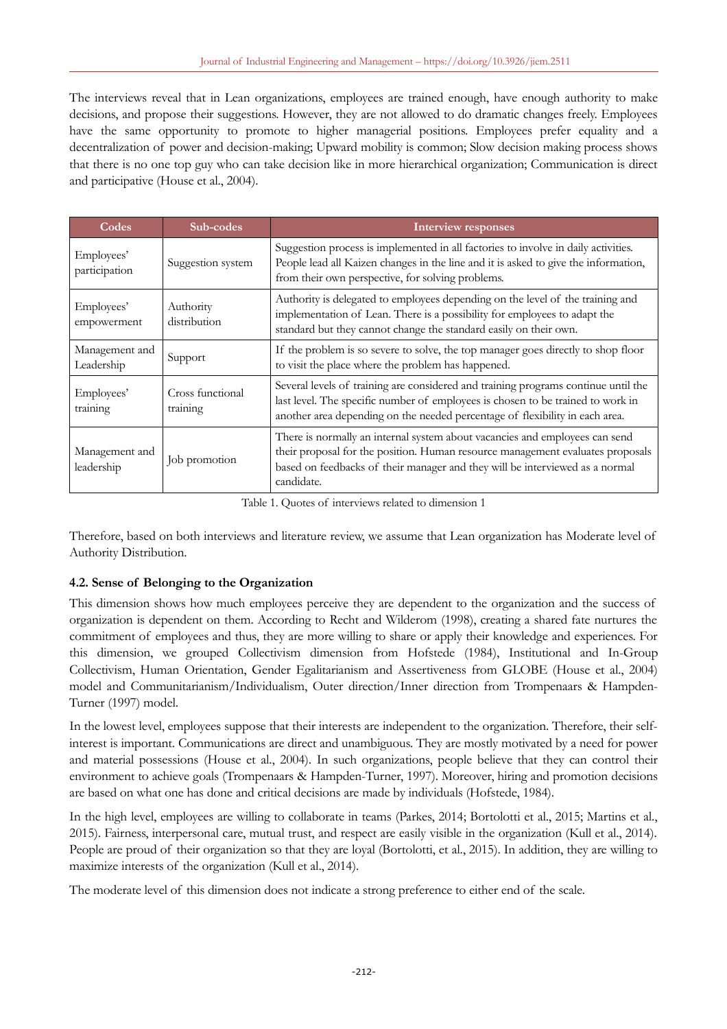The interviews reveal that in Lean organizations, employees are trained enough, have enough authority to make decisions, and propose their suggestions. However, they are not allowed to do dramatic changes freely. Employees have the same opportunity to promote to higher managerial positions. Employees prefer equality and a decentralization of power and decision-making; Upward mobility is common; Slow decision making process shows that there is no one top guy who can take decision like in more hierarchical organization; Communication is direct and participative (House et al., 2004).

| Codes | Sub-codes | Interview responses |
|---|---|---|
| Employees' participation | Suggestion system | Suggestion process is implemented in all factories to involve in daily activities. People lead all Kaizen changes in the line and it is asked to give the information, from their own perspective, for solving problems. |
| Employees' empowerment | Authority distribution | Authority is delegated to employees depending on the level of the training and implementation of Lean. There is a possibility for employees to adapt the standard but they cannot change the standard easily on their own. |
| Management and Leadership | Support | If the problem is so severe to solve, the top manager goes directly to shop floor to visit the place where the problem has happened. |
| Employees' training | Cross functional training | Several levels of training are considered and training programs continue until the last level. The specific number of employees is chosen to be trained to work in another area depending on the needed percentage of flexibility in each area. |
| Management and leadership | Job promotion | There is normally an internal system about vacancies and employees can send their proposal for the position. Human resource management evaluates proposals based on feedbacks of their manager and they will be interviewed as a normal candidate. |

Table 1. Quotes of interviews related to dimension 1

Therefore, based on both interviews and literature review, we assume that Lean organization has Moderate level of Authority Distribution.

### 4.2. Sense of Belonging to the Organization

This dimension shows how much employees perceive they are dependent to the organization and the success of organization is dependent on them. According to Recht and Wilderom (1998), creating a shared fate nurtures the commitment of employees and thus, they are more willing to share or apply their knowledge and experiences. For this dimension, we grouped Collectivism dimension from Hofstede (1984), Institutional and In-Group Collectivism, Human Orientation, Gender Egalitarianism and Assertiveness from GLOBE (House et al., 2004) model and Communitarianism/Individualism, Outer direction/Inner direction from Trompenaars & Hampden-Turner (1997) model.

In the lowest level, employees suppose that their interests are independent to the organization. Therefore, their self-interest is important. Communications are direct and unambiguous. They are mostly motivated by a need for power and material possessions (House et al., 2004). In such organizations, people believe that they can control their environment to achieve goals (Trompenaars & Hampden-Turner, 1997). Moreover, hiring and promotion decisions are based on what one has done and critical decisions are made by individuals (Hofstede, 1984).

In the high level, employees are willing to collaborate in teams (Parkes, 2014; Bortolotti et al., 2015; Martins et al., 2015). Fairness, interpersonal care, mutual trust, and respect are easily visible in the organization (Kull et al., 2014). People are proud of their organization so that they are loyal (Bortolotti, et al., 2015). In addition, they are willing to maximize interests of the organization (Kull et al., 2014).

The moderate level of this dimension does not indicate a strong preference to either end of the scale.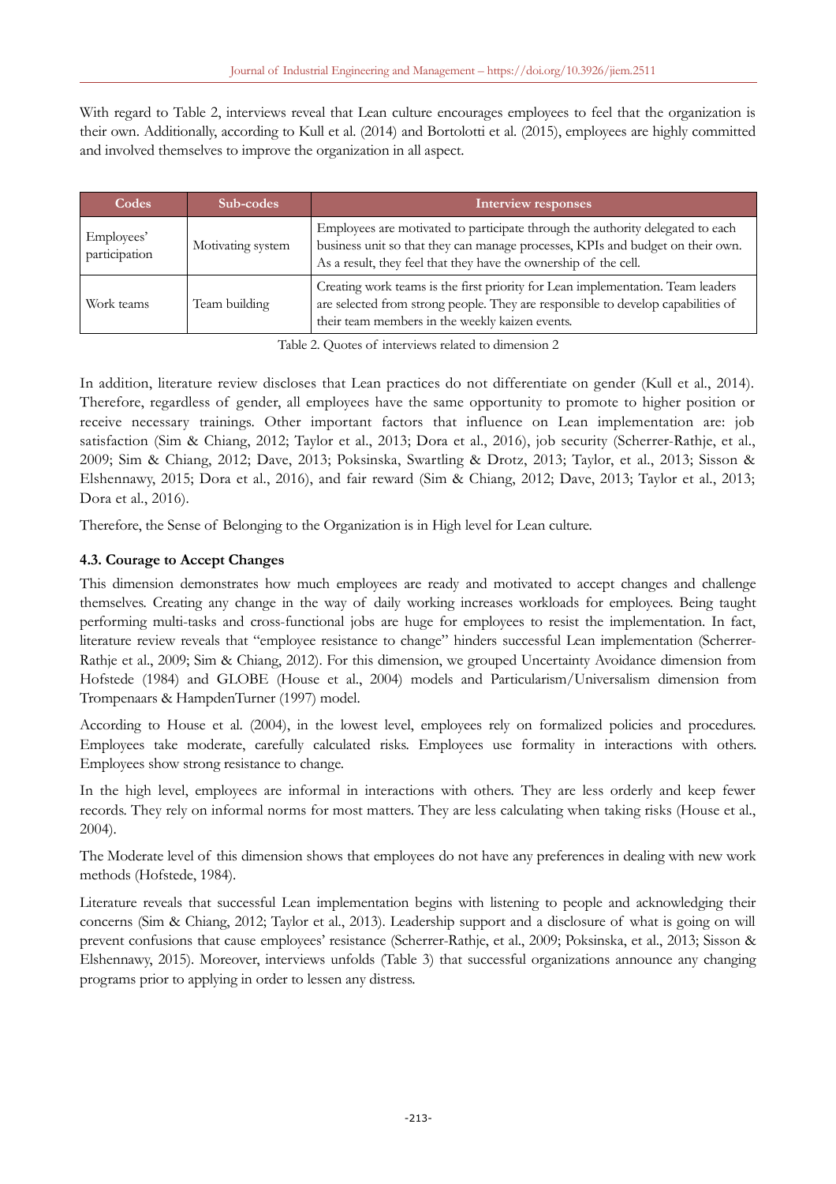With regard to Table 2, interviews reveal that Lean culture encourages employees to feel that the organization is their own. Additionally, according to Kull et al. (2014) and Bortolotti et al. (2015), employees are highly committed and involved themselves to improve the organization in all aspect.

| Codes | Sub-codes | Interview responses |
|---|---|---|
| Employees' participation | Motivating system | Employees are motivated to participate through the authority delegated to each business unit so that they can manage processes, KPIs and budget on their own. As a result, they feel that they have the ownership of the cell. |
| Work teams | Team building | Creating work teams is the first priority for Lean implementation. Team leaders are selected from strong people. They are responsible to develop capabilities of their team members in the weekly kaizen events. |

Table 2. Quotes of interviews related to dimension 2

In addition, literature review discloses that Lean practices do not differentiate on gender (Kull et al., 2014). Therefore, regardless of gender, all employees have the same opportunity to promote to higher position or receive necessary trainings. Other important factors that influence on Lean implementation are: job satisfaction (Sim & Chiang, 2012; Taylor et al., 2013; Dora et al., 2016), job security (Scherrer-Rathje, et al., 2009; Sim & Chiang, 2012; Dave, 2013; Poksinska, Swartling & Drotz, 2013; Taylor, et al., 2013; Sisson & Elshennawy, 2015; Dora et al., 2016), and fair reward (Sim & Chiang, 2012; Dave, 2013; Taylor et al., 2013; Dora et al., 2016).

Therefore, the Sense of Belonging to the Organization is in High level for Lean culture.

### 4.3. Courage to Accept Changes

This dimension demonstrates how much employees are ready and motivated to accept changes and challenge themselves. Creating any change in the way of daily working increases workloads for employees. Being taught performing multi-tasks and cross-functional jobs are huge for employees to resist the implementation. In fact, literature review reveals that "employee resistance to change" hinders successful Lean implementation (Scherrer-Rathje et al., 2009; Sim & Chiang, 2012). For this dimension, we grouped Uncertainty Avoidance dimension from Hofstede (1984) and GLOBE (House et al., 2004) models and Particularism/Universalism dimension from Trompenaars & HampdenTurner (1997) model.

According to House et al. (2004), in the lowest level, employees rely on formalized policies and procedures. Employees take moderate, carefully calculated risks. Employees use formality in interactions with others. Employees show strong resistance to change.

In the high level, employees are informal in interactions with others. They are less orderly and keep fewer records. They rely on informal norms for most matters. They are less calculating when taking risks (House et al., 2004).

The Moderate level of this dimension shows that employees do not have any preferences in dealing with new work methods (Hofstede, 1984).

Literature reveals that successful Lean implementation begins with listening to people and acknowledging their concerns (Sim & Chiang, 2012; Taylor et al., 2013). Leadership support and a disclosure of what is going on will prevent confusions that cause employees' resistance (Scherrer-Rathje, et al., 2009; Poksinska, et al., 2013; Sisson & Elshennawy, 2015). Moreover, interviews unfolds (Table 3) that successful organizations announce any changing programs prior to applying in order to lessen any distress.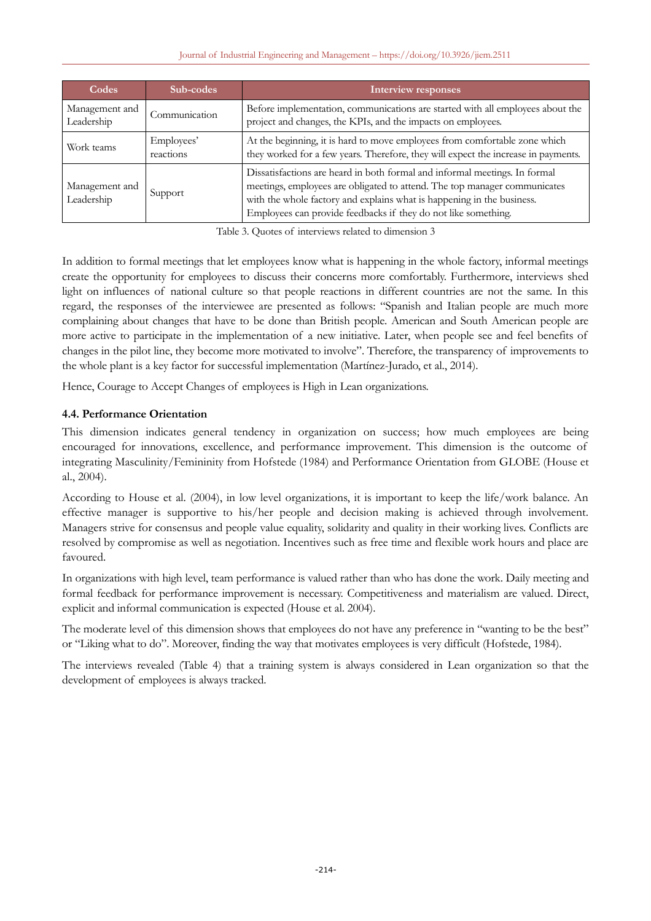| Codes | Sub-codes | Interview responses |
|---|---|---|
| Management and Leadership | Communication | Before implementation, communications are started with all employees about the project and changes, the KPIs, and the impacts on employees. |
| Work teams | Employees' reactions | At the beginning, it is hard to move employees from comfortable zone which they worked for a few years. Therefore, they will expect the increase in payments. |
| Management and Leadership | Support | Dissatisfactions are heard in both formal and informal meetings. In formal meetings, employees are obligated to attend. The top manager communicates with the whole factory and explains what is happening in the business. Employees can provide feedbacks if they do not like something. |

Table 3. Quotes of interviews related to dimension 3

In addition to formal meetings that let employees know what is happening in the whole factory, informal meetings create the opportunity for employees to discuss their concerns more comfortably. Furthermore, interviews shed light on influences of national culture so that people reactions in different countries are not the same. In this regard, the responses of the interviewee are presented as follows: "Spanish and Italian people are much more complaining about changes that have to be done than British people. American and South American people are more active to participate in the implementation of a new initiative. Later, when people see and feel benefits of changes in the pilot line, they become more motivated to involve". Therefore, the transparency of improvements to the whole plant is a key factor for successful implementation (Martínez-Jurado, et al., 2014).

Hence, Courage to Accept Changes of employees is High in Lean organizations.

### 4.4. Performance Orientation

This dimension indicates general tendency in organization on success; how much employees are being encouraged for innovations, excellence, and performance improvement. This dimension is the outcome of integrating Masculinity/Femininity from Hofstede (1984) and Performance Orientation from GLOBE (House et al., 2004).

According to House et al. (2004), in low level organizations, it is important to keep the life/work balance. An effective manager is supportive to his/her people and decision making is achieved through involvement. Managers strive for consensus and people value equality, solidarity and quality in their working lives. Conflicts are resolved by compromise as well as negotiation. Incentives such as free time and flexible work hours and place are favoured.

In organizations with high level, team performance is valued rather than who has done the work. Daily meeting and formal feedback for performance improvement is necessary. Competitiveness and materialism are valued. Direct, explicit and informal communication is expected (House et al. 2004).

The moderate level of this dimension shows that employees do not have any preference in "wanting to be the best" or "Liking what to do". Moreover, finding the way that motivates employees is very difficult (Hofstede, 1984).

The interviews revealed (Table 4) that a training system is always considered in Lean organization so that the development of employees is always tracked.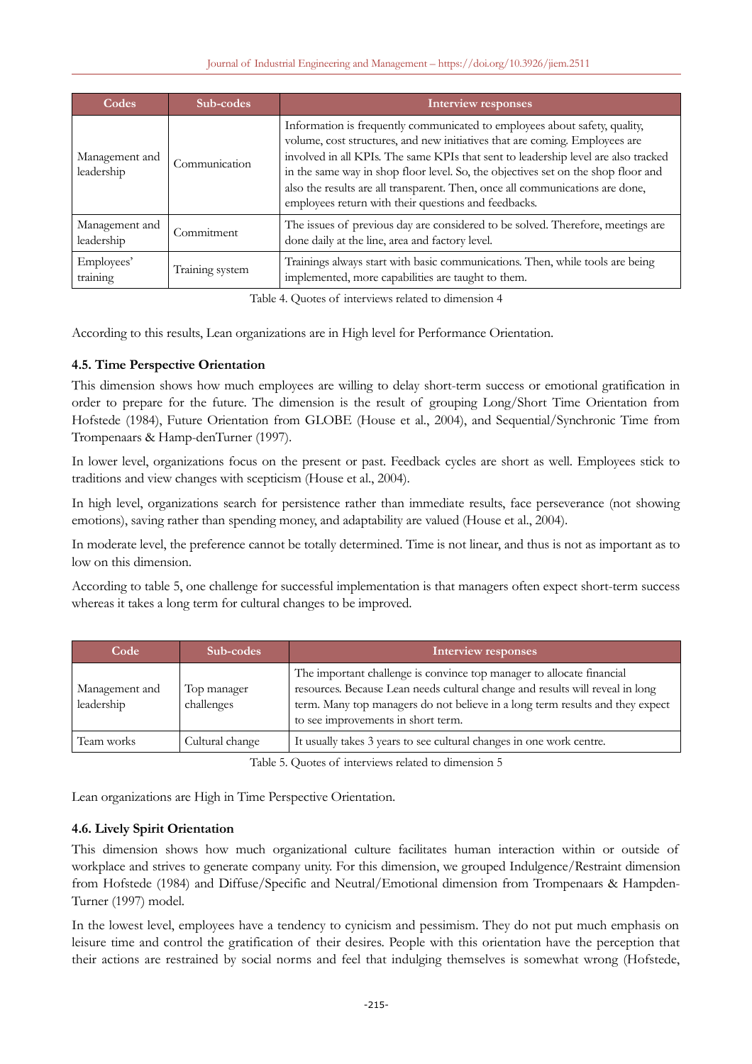| Codes | Sub-codes | Interview responses |
|---|---|---|
| Management and leadership | Communication | Information is frequently communicated to employees about safety, quality, volume, cost structures, and new initiatives that are coming. Employees are involved in all KPIs. The same KPIs that sent to leadership level are also tracked in the same way in shop floor level. So, the objectives set on the shop floor and also the results are all transparent. Then, once all communications are done, employees return with their questions and feedbacks. |
| Management and leadership | Commitment | The issues of previous day are considered to be solved. Therefore, meetings are done daily at the line, area and factory level. |
| Employees' training | Training system | Trainings always start with basic communications. Then, while tools are being implemented, more capabilities are taught to them. |

Table 4. Quotes of interviews related to dimension 4

According to this results, Lean organizations are in High level for Performance Orientation.

### 4.5. Time Perspective Orientation

This dimension shows how much employees are willing to delay short-term success or emotional gratification in order to prepare for the future. The dimension is the result of grouping Long/Short Time Orientation from Hofstede (1984), Future Orientation from GLOBE (House et al., 2004), and Sequential/Synchronic Time from Trompenaars & Hamp-denTurner (1997).

In lower level, organizations focus on the present or past. Feedback cycles are short as well. Employees stick to traditions and view changes with scepticism (House et al., 2004).

In high level, organizations search for persistence rather than immediate results, face perseverance (not showing emotions), saving rather than spending money, and adaptability are valued (House et al., 2004).

In moderate level, the preference cannot be totally determined. Time is not linear, and thus is not as important as to low on this dimension.

According to table 5, one challenge for successful implementation is that managers often expect short-term success whereas it takes a long term for cultural changes to be improved.

| Code | Sub-codes | Interview responses |
|---|---|---|
| Management and leadership | Top manager challenges | The important challenge is convince top manager to allocate financial resources. Because Lean needs cultural change and results will reveal in long term. Many top managers do not believe in a long term results and they expect to see improvements in short term. |
| Team works | Cultural change | It usually takes 3 years to see cultural changes in one work centre. |

Table 5. Quotes of interviews related to dimension 5

Lean organizations are High in Time Perspective Orientation.

### 4.6. Lively Spirit Orientation

This dimension shows how much organizational culture facilitates human interaction within or outside of workplace and strives to generate company unity. For this dimension, we grouped Indulgence/Restraint dimension from Hofstede (1984) and Diffuse/Specific and Neutral/Emotional dimension from Trompenaars & Hampden-Turner (1997) model.

In the lowest level, employees have a tendency to cynicism and pessimism. They do not put much emphasis on leisure time and control the gratification of their desires. People with this orientation have the perception that their actions are restrained by social norms and feel that indulging themselves is somewhat wrong (Hofstede,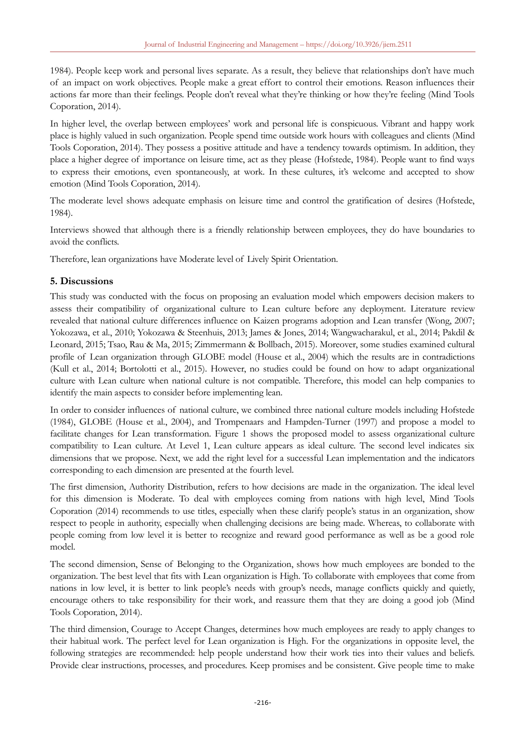1984). People keep work and personal lives separate. As a result, they believe that relationships don't have much of an impact on work objectives. People make a great effort to control their emotions. Reason influences their actions far more than their feelings. People don't reveal what they're thinking or how they're feeling (Mind Tools Coporation, 2014).

In higher level, the overlap between employees' work and personal life is conspicuous. Vibrant and happy work place is highly valued in such organization. People spend time outside work hours with colleagues and clients (Mind Tools Coporation, 2014). They possess a positive attitude and have a tendency towards optimism. In addition, they place a higher degree of importance on leisure time, act as they please (Hofstede, 1984). People want to find ways to express their emotions, even spontaneously, at work. In these cultures, it's welcome and accepted to show emotion (Mind Tools Coporation, 2014).

The moderate level shows adequate emphasis on leisure time and control the gratification of desires (Hofstede, 1984).

Interviews showed that although there is a friendly relationship between employees, they do have boundaries to avoid the conflicts.

Therefore, lean organizations have Moderate level of Lively Spirit Orientation.

## 5. Discussions

This study was conducted with the focus on proposing an evaluation model which empowers decision makers to assess their compatibility of organizational culture to Lean culture before any deployment. Literature review revealed that national culture differences influence on Kaizen programs adoption and Lean transfer (Wong, 2007; Yokozawa, et al., 2010; Yokozawa & Steenhuis, 2013; James & Jones, 2014; Wangwacharakul, et al., 2014; Pakdil & Leonard, 2015; Tsao, Rau & Ma, 2015; Zimmermann & Bollbach, 2015). Moreover, some studies examined cultural profile of Lean organization through GLOBE model (House et al., 2004) which the results are in contradictions (Kull et al., 2014; Bortolotti et al., 2015). However, no studies could be found on how to adapt organizational culture with Lean culture when national culture is not compatible. Therefore, this model can help companies to identify the main aspects to consider before implementing lean.

In order to consider influences of national culture, we combined three national culture models including Hofstede (1984), GLOBE (House et al., 2004), and Trompenaars and Hampden-Turner (1997) and propose a model to facilitate changes for Lean transformation. Figure 1 shows the proposed model to assess organizational culture compatibility to Lean culture. At Level 1, Lean culture appears as ideal culture. The second level indicates six dimensions that we propose. Next, we add the right level for a successful Lean implementation and the indicators corresponding to each dimension are presented at the fourth level.

The first dimension, Authority Distribution, refers to how decisions are made in the organization. The ideal level for this dimension is Moderate. To deal with employees coming from nations with high level, Mind Tools Coporation (2014) recommends to use titles, especially when these clarify people's status in an organization, show respect to people in authority, especially when challenging decisions are being made. Whereas, to collaborate with people coming from low level it is better to recognize and reward good performance as well as be a good role model.

The second dimension, Sense of Belonging to the Organization, shows how much employees are bonded to the organization. The best level that fits with Lean organization is High. To collaborate with employees that come from nations in low level, it is better to link people's needs with group's needs, manage conflicts quickly and quietly, encourage others to take responsibility for their work, and reassure them that they are doing a good job (Mind Tools Coporation, 2014).

The third dimension, Courage to Accept Changes, determines how much employees are ready to apply changes to their habitual work. The perfect level for Lean organization is High. For the organizations in opposite level, the following strategies are recommended: help people understand how their work ties into their values and beliefs. Provide clear instructions, processes, and procedures. Keep promises and be consistent. Give people time to make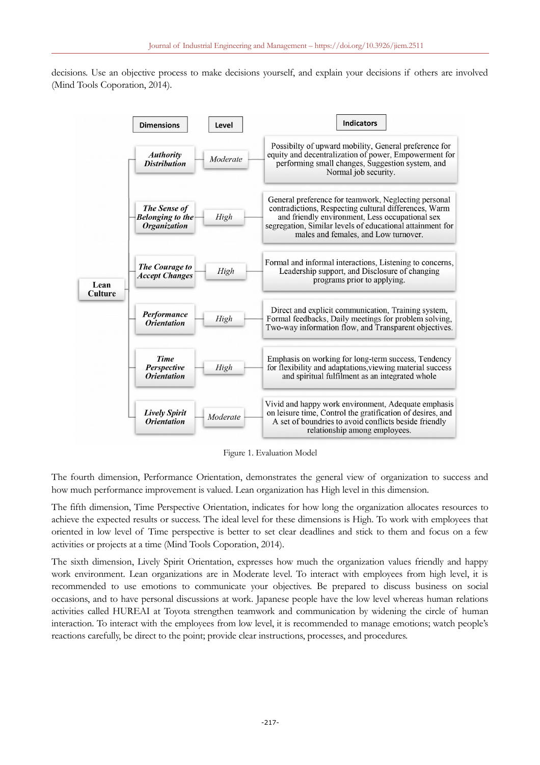decisions. Use an objective process to make decisions yourself, and explain your decisions if others are involved (Mind Tools Coporation, 2014).

**Lean Culture**

| Dimensions | Level | Indicators |
|---|---|---|
| *Authority Distribution* | *Moderate* | Possibilty of upward mobility, General preference for equity and decentralization of power, Empowerment for performing small changes, Suggestion system, and Normal job security. |
| *The Sense of Belonging to the Organization* | *High* | General preference for teamwork, Neglecting personal contradictions, Respecting cultural differences, Warm and friendly environment, Less occupational sex segregation, Similar levels of educational attainment for males and females, and Low turnover. |
| *The Courage to Accept Changes* | *High* | Formal and informal interactions, Listening to concerns, Leadership support, and Disclosure of changing programs prior to applying. |
| *Performance Orientation* | *High* | Direct and explicit communication, Training system, Formal feedbacks, Daily meetings for problem solving, Two-way information flow, and Transparent objectives. |
| *Time Perspective Orientation* | *High* | Emphasis on working for long-term success, Tendency for flexibility and adaptations,viewing material success and spiritual fulfilment as an integrated whole |
| *Lively Spirit Orientation* | *Moderate* | Vivid and happy work environment, Adequate emphasis on leisure time, Control the gratification of desires, and A set of boundries to avoid conflicts beside friendly relationship among employees. |

Figure 1. Evaluation Model

The fourth dimension, Performance Orientation, demonstrates the general view of organization to success and how much performance improvement is valued. Lean organization has High level in this dimension.

The fifth dimension, Time Perspective Orientation, indicates for how long the organization allocates resources to achieve the expected results or success. The ideal level for these dimensions is High. To work with employees that oriented in low level of Time perspective is better to set clear deadlines and stick to them and focus on a few activities or projects at a time (Mind Tools Coporation, 2014).

The sixth dimension, Lively Spirit Orientation, expresses how much the organization values friendly and happy work environment. Lean organizations are in Moderate level. To interact with employees from high level, it is recommended to use emotions to communicate your objectives. Be prepared to discuss business on social occasions, and to have personal discussions at work. Japanese people have the low level whereas human relations activities called HUREAI at Toyota strengthen teamwork and communication by widening the circle of human interaction. To interact with the employees from low level, it is recommended to manage emotions; watch people's reactions carefully, be direct to the point; provide clear instructions, processes, and procedures.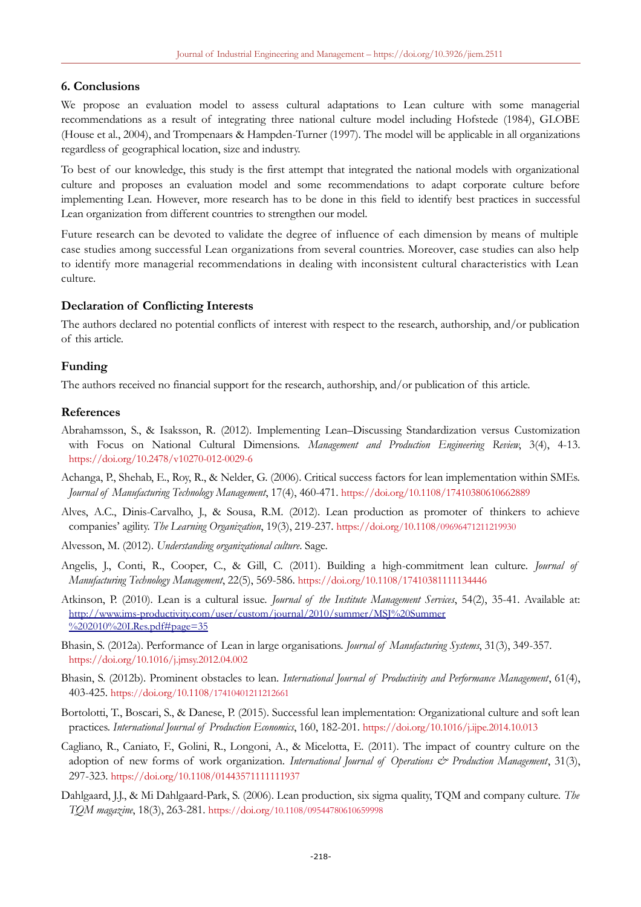## 6. Conclusions

We propose an evaluation model to assess cultural adaptations to Lean culture with some managerial recommendations as a result of integrating three national culture model including Hofstede (1984), GLOBE (House et al., 2004), and Trompenaars & Hampden-Turner (1997). The model will be applicable in all organizations regardless of geographical location, size and industry.

To best of our knowledge, this study is the first attempt that integrated the national models with organizational culture and proposes an evaluation model and some recommendations to adapt corporate culture before implementing Lean. However, more research has to be done in this field to identify best practices in successful Lean organization from different countries to strengthen our model.

Future research can be devoted to validate the degree of influence of each dimension by means of multiple case studies among successful Lean organizations from several countries. Moreover, case studies can also help to identify more managerial recommendations in dealing with inconsistent cultural characteristics with Lean culture.

## Declaration of Conflicting Interests

The authors declared no potential conflicts of interest with respect to the research, authorship, and/or publication of this article.

## Funding

The authors received no financial support for the research, authorship, and/or publication of this article.

## References

Abrahamsson, S., & Isaksson, R. (2012). Implementing Lean–Discussing Standardization versus Customization with Focus on National Cultural Dimensions. *Management and Production Engineering Review*, 3(4), 4-13. https://doi.org/10.2478/v10270-012-0029-6

Achanga, P., Shehab, E., Roy, R., & Nelder, G. (2006). Critical success factors for lean implementation within SMEs. *Journal of Manufacturing Technology Management*, 17(4), 460-471. https://doi.org/10.1108/17410380610662889

Alves, A.C., Dinis-Carvalho, J., & Sousa, R.M. (2012). Lean production as promoter of thinkers to achieve companies' agility. *The Learning Organization*, 19(3), 219-237. https://doi.org/10.1108/09696471211219930

Alvesson, M. (2012). *Understanding organizational culture*. Sage.

Angelis, J., Conti, R., Cooper, C., & Gill, C. (2011). Building a high-commitment lean culture. *Journal of Manufacturing Technology Management*, 22(5), 569-586. https://doi.org/10.1108/17410381111134446

Atkinson, P. (2010). Lean is a cultural issue. *Journal of the Institute Management Services*, 54(2), 35-41. Available at: http://www.ims-productivity.com/user/custom/journal/2010/summer/MSJ%20Summer%202010%20LRes.pdf#page=35

Bhasin, S. (2012a). Performance of Lean in large organisations. *Journal of Manufacturing Systems*, 31(3), 349-357. https://doi.org/10.1016/j.jmsy.2012.04.002

Bhasin, S. (2012b). Prominent obstacles to lean. *International Journal of Productivity and Performance Management*, 61(4), 403-425. https://doi.org/10.1108/17410401211212661

Bortolotti, T., Boscari, S., & Danese, P. (2015). Successful lean implementation: Organizational culture and soft lean practices. *International Journal of Production Economics*, 160, 182-201. https://doi.org/10.1016/j.ijpe.2014.10.013

Cagliano, R., Caniato, F., Golini, R., Longoni, A., & Micelotta, E. (2011). The impact of country culture on the adoption of new forms of work organization. *International Journal of Operations & Production Management*, 31(3), 297-323. https://doi.org/10.1108/01443571111111937

Dahlgaard, J.J., & Mi Dahlgaard-Park, S. (2006). Lean production, six sigma quality, TQM and company culture. *The TQM magazine*, 18(3), 263-281. https://doi.org/10.1108/09544780610659998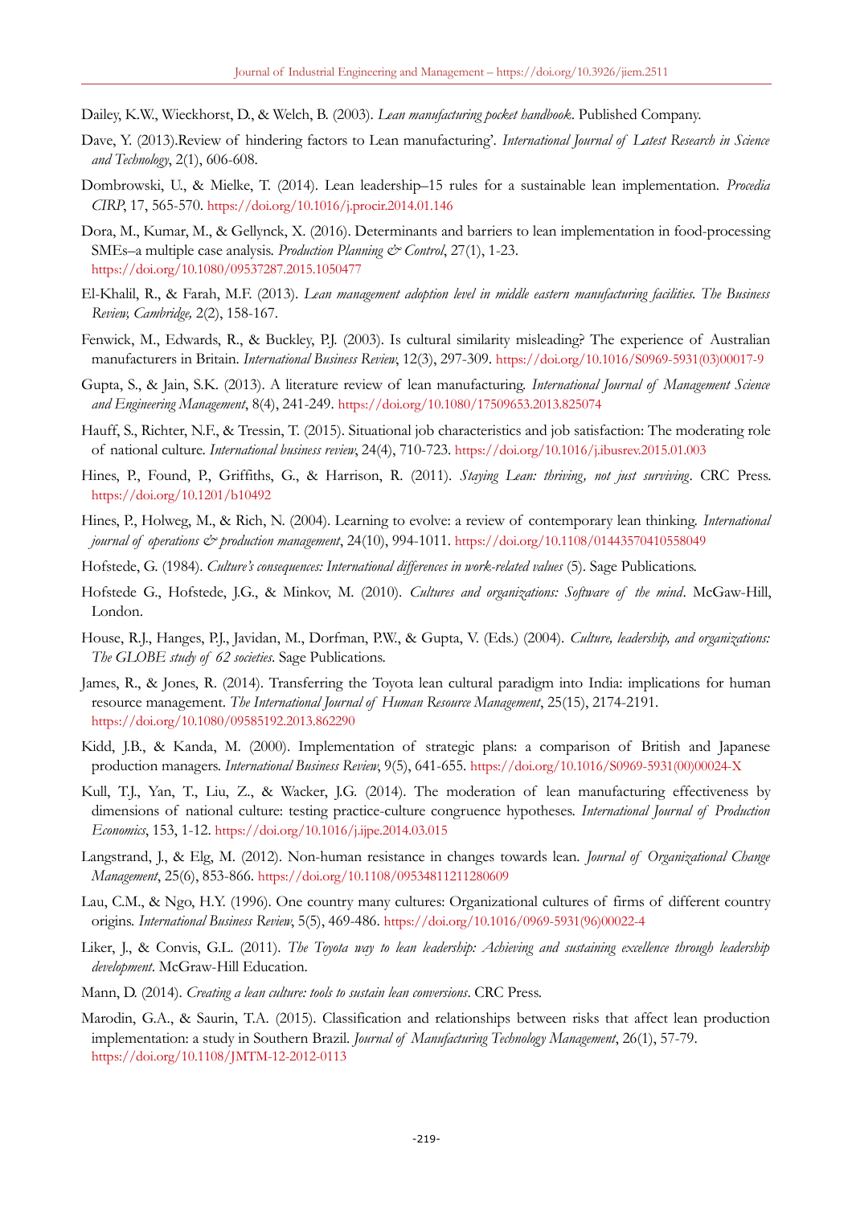Dailey, K.W., Wieckhorst, D., & Welch, B. (2003). *Lean manufacturing pocket handbook*. Published Company.

Dave, Y. (2013).Review of hindering factors to Lean manufacturing'. *International Journal of Latest Research in Science and Technology*, 2(1), 606-608.

Dombrowski, U., & Mielke, T. (2014). Lean leadership–15 rules for a sustainable lean implementation. *Procedia CIRP*, 17, 565-570. https://doi.org/10.1016/j.procir.2014.01.146

Dora, M., Kumar, M., & Gellynck, X. (2016). Determinants and barriers to lean implementation in food-processing SMEs–a multiple case analysis. *Production Planning & Control*, 27(1), 1-23. https://doi.org/10.1080/09537287.2015.1050477

El-Khalil, R., & Farah, M.F. (2013). *Lean management adoption level in middle eastern manufacturing facilities. The Business Review, Cambridge,* 2(2), 158-167.

Fenwick, M., Edwards, R., & Buckley, P.J. (2003). Is cultural similarity misleading? The experience of Australian manufacturers in Britain. *International Business Review*, 12(3), 297-309. https://doi.org/10.1016/S0969-5931(03)00017-9

Gupta, S., & Jain, S.K. (2013). A literature review of lean manufacturing. *International Journal of Management Science and Engineering Management*, 8(4), 241-249. https://doi.org/10.1080/17509653.2013.825074

Hauff, S., Richter, N.F., & Tressin, T. (2015). Situational job characteristics and job satisfaction: The moderating role of national culture. *International business review*, 24(4), 710-723. https://doi.org/10.1016/j.ibusrev.2015.01.003

Hines, P., Found, P., Griffiths, G., & Harrison, R. (2011). *Staying Lean: thriving, not just surviving*. CRC Press. https://doi.org/10.1201/b10492

Hines, P., Holweg, M., & Rich, N. (2004). Learning to evolve: a review of contemporary lean thinking. *International journal of operations & production management*, 24(10), 994-1011. https://doi.org/10.1108/01443570410558049

Hofstede, G. (1984). *Culture's consequences: International differences in work-related values* (5). Sage Publications.

Hofstede G., Hofstede, J.G., & Minkov, M. (2010). *Cultures and organizations: Software of the mind*. McGaw-Hill, London.

House, R.J., Hanges, P.J., Javidan, M., Dorfman, P.W., & Gupta, V. (Eds.) (2004). *Culture, leadership, and organizations: The GLOBE study of 62 societies*. Sage Publications.

James, R., & Jones, R. (2014). Transferring the Toyota lean cultural paradigm into India: implications for human resource management. *The International Journal of Human Resource Management*, 25(15), 2174-2191. https://doi.org/10.1080/09585192.2013.862290

Kidd, J.B., & Kanda, M. (2000). Implementation of strategic plans: a comparison of British and Japanese production managers. *International Business Review*, 9(5), 641-655. https://doi.org/10.1016/S0969-5931(00)00024-X

Kull, T.J., Yan, T., Liu, Z., & Wacker, J.G. (2014). The moderation of lean manufacturing effectiveness by dimensions of national culture: testing practice-culture congruence hypotheses. *International Journal of Production Economics*, 153, 1-12. https://doi.org/10.1016/j.ijpe.2014.03.015

Langstrand, J., & Elg, M. (2012). Non-human resistance in changes towards lean. *Journal of Organizational Change Management*, 25(6), 853-866. https://doi.org/10.1108/09534811211280609

Lau, C.M., & Ngo, H.Y. (1996). One country many cultures: Organizational cultures of firms of different country origins. *International Business Review*, 5(5), 469-486. https://doi.org/10.1016/0969-5931(96)00022-4

Liker, J., & Convis, G.L. (2011). *The Toyota way to lean leadership: Achieving and sustaining excellence through leadership development*. McGraw-Hill Education.

Mann, D. (2014). *Creating a lean culture: tools to sustain lean conversions*. CRC Press.

Marodin, G.A., & Saurin, T.A. (2015). Classification and relationships between risks that affect lean production implementation: a study in Southern Brazil. *Journal of Manufacturing Technology Management*, 26(1), 57-79. https://doi.org/10.1108/JMTM-12-2012-0113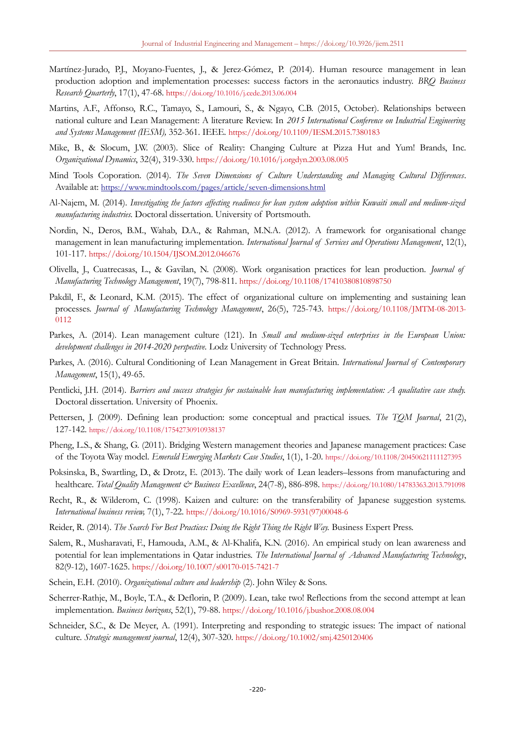Martínez-Jurado, P.J., Moyano-Fuentes, J., & Jerez-Gómez, P. (2014). Human resource management in lean production adoption and implementation processes: success factors in the aeronautics industry. *BRQ Business Research Quarterly*, 17(1), 47-68. https://doi.org/10.1016/j.cede.2013.06.004

Martins, A.F., Affonso, R.C., Tamayo, S., Lamouri, S., & Ngayo, C.B. (2015, October). Relationships between national culture and Lean Management: A literature Review. In *2015 International Conference on Industrial Engineering and Systems Management (IESM),* 352-361. IEEE. https://doi.org/10.1109/IESM.2015.7380183

Mike, B., & Slocum, J.W. (2003). Slice of Reality: Changing Culture at Pizza Hut and Yum! Brands, Inc. *Organizational Dynamics*, 32(4), 319-330. https://doi.org/10.1016/j.orgdyn.2003.08.005

Mind Tools Coporation. (2014). *The Seven Dimensions of Culture Understanding and Managing Cultural Differences*. Available at: https://www.mindtools.com/pages/article/seven-dimensions.html

Al-Najem, M. (2014). *Investigating the factors affecting readiness for lean system adoption within Kuwaiti small and medium-sized manufacturing industries.* Doctoral dissertation. University of Portsmouth.

Nordin, N., Deros, B.M., Wahab, D.A., & Rahman, M.N.A. (2012). A framework for organisational change management in lean manufacturing implementation. *International Journal of Services and Operations Management*, 12(1), 101-117. https://doi.org/10.1504/IJSOM.2012.046676

Olivella, J., Cuatrecasas, L., & Gavilan, N. (2008). Work organisation practices for lean production. *Journal of Manufacturing Technology Management*, 19(7), 798-811. https://doi.org/10.1108/17410380810898750

Pakdil, F., & Leonard, K.M. (2015). The effect of organizational culture on implementing and sustaining lean processes. *Journal of Manufacturing Technology Management*, 26(5), 725-743. https://doi.org/10.1108/JMTM-08-2013-0112

Parkes, A. (2014). Lean management culture (121). In *Small and medium-sized enterprises in the European Union: development challenges in 2014-2020 perspective.* Lodz University of Technology Press.

Parkes, A. (2016). Cultural Conditioning of Lean Management in Great Britain. *International Journal of Contemporary Management*, 15(1), 49-65.

Pentlicki, J.H. (2014). *Barriers and success strategies for sustainable lean manufacturing implementation: A qualitative case study.* Doctoral dissertation. University of Phoenix.

Pettersen, J. (2009). Defining lean production: some conceptual and practical issues. *The TQM Journal*, 21(2), 127-142. https://doi.org/10.1108/17542730910938137

Pheng, L.S., & Shang, G. (2011). Bridging Western management theories and Japanese management practices: Case of the Toyota Way model. *Emerald Emerging Markets Case Studies*, 1(1), 1-20. https://doi.org/10.1108/20450621111127395

Poksinska, B., Swartling, D., & Drotz, E. (2013). The daily work of Lean leaders–lessons from manufacturing and healthcare. *Total Quality Management & Business Excellence*, 24(7-8), 886-898. https://doi.org/10.1080/14783363.2013.791098

Recht, R., & Wilderom, C. (1998). Kaizen and culture: on the transferability of Japanese suggestion systems. *International business review,* 7(1), 7-22. https://doi.org/10.1016/S0969-5931(97)00048-6

Reider, R. (2014). *The Search For Best Practices: Doing the Right Thing the Right Way.* Business Expert Press.

Salem, R., Musharavati, F., Hamouda, A.M., & Al-Khalifa, K.N. (2016). An empirical study on lean awareness and potential for lean implementations in Qatar industries. *The International Journal of Advanced Manufacturing Technology*, 82(9-12), 1607-1625. https://doi.org/10.1007/s00170-015-7421-7

Schein, E.H. (2010). *Organizational culture and leadership* (2). John Wiley & Sons.

Scherrer-Rathje, M., Boyle, T.A., & Deflorin, P. (2009). Lean, take two! Reflections from the second attempt at lean implementation. *Business horizons*, 52(1), 79-88. https://doi.org/10.1016/j.bushor.2008.08.004

Schneider, S.C., & De Meyer, A. (1991). Interpreting and responding to strategic issues: The impact of national culture. *Strategic management journal*, 12(4), 307-320. https://doi.org/10.1002/smj.4250120406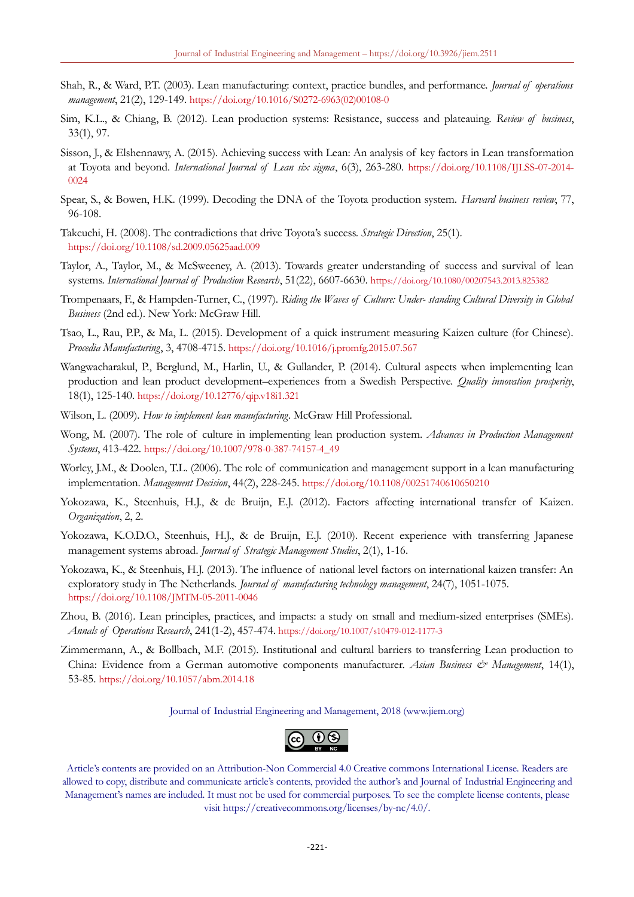Shah, R., & Ward, P.T. (2003). Lean manufacturing: context, practice bundles, and performance. *Journal of operations management*, 21(2), 129-149. https://doi.org/10.1016/S0272-6963(02)00108-0

Sim, K.L., & Chiang, B. (2012). Lean production systems: Resistance, success and plateauing. *Review of business*, 33(1), 97.

Sisson, J., & Elshennawy, A. (2015). Achieving success with Lean: An analysis of key factors in Lean transformation at Toyota and beyond. *International Journal of Lean six sigma*, 6(3), 263-280. https://doi.org/10.1108/IJLSS-07-2014-0024

Spear, S., & Bowen, H.K. (1999). Decoding the DNA of the Toyota production system. *Harvard business review*, 77, 96-108.

Takeuchi, H. (2008). The contradictions that drive Toyota's success. *Strategic Direction*, 25(1). https://doi.org/10.1108/sd.2009.05625aad.009

Taylor, A., Taylor, M., & McSweeney, A. (2013). Towards greater understanding of success and survival of lean systems. *International Journal of Production Research*, 51(22), 6607-6630. https://doi.org/10.1080/00207543.2013.825382

Trompenaars, F., & Hampden-Turner, C., (1997). *Riding the Waves of Culture: Under- standing Cultural Diversity in Global Business* (2nd ed.). New York: McGraw Hill.

Tsao, L., Rau, P.P., & Ma, L. (2015). Development of a quick instrument measuring Kaizen culture (for Chinese). *Procedia Manufacturing*, 3, 4708-4715. https://doi.org/10.1016/j.promfg.2015.07.567

Wangwacharakul, P., Berglund, M., Harlin, U., & Gullander, P. (2014). Cultural aspects when implementing lean production and lean product development–experiences from a Swedish Perspective. *Quality innovation prosperity*, 18(1), 125-140. https://doi.org/10.12776/qip.v18i1.321

Wilson, L. (2009). *How to implement lean manufacturing*. McGraw Hill Professional.

Wong, M. (2007). The role of culture in implementing lean production system. *Advances in Production Management Systems*, 413-422. https://doi.org/10.1007/978-0-387-74157-4_49

Worley, J.M., & Doolen, T.L. (2006). The role of communication and management support in a lean manufacturing implementation. *Management Decision*, 44(2), 228-245. https://doi.org/10.1108/00251740610650210

Yokozawa, K., Steenhuis, H.J., & de Bruijn, E.J. (2012). Factors affecting international transfer of Kaizen. *Organization*, 2, 2.

Yokozawa, K.O.D.O., Steenhuis, H.J., & de Bruijn, E.J. (2010). Recent experience with transferring Japanese management systems abroad. *Journal of Strategic Management Studies*, 2(1), 1-16.

Yokozawa, K., & Steenhuis, H.J. (2013). The influence of national level factors on international kaizen transfer: An exploratory study in The Netherlands. *Journal of manufacturing technology management*, 24(7), 1051-1075. https://doi.org/10.1108/JMTM-05-2011-0046

Zhou, B. (2016). Lean principles, practices, and impacts: a study on small and medium-sized enterprises (SMEs). *Annals of Operations Research*, 241(1-2), 457-474. https://doi.org/10.1007/s10479-012-1177-3

Zimmermann, A., & Bollbach, M.F. (2015). Institutional and cultural barriers to transferring Lean production to China: Evidence from a German automotive components manufacturer. *Asian Business & Management*, 14(1), 53-85. https://doi.org/10.1057/abm.2014.18

Journal of Industrial Engineering and Management, 2018 (www.jiem.org)

Article's contents are provided on an Attribution-Non Commercial 4.0 Creative commons International License. Readers are allowed to copy, distribute and communicate article's contents, provided the author's and Journal of Industrial Engineering and Management's names are included. It must not be used for commercial purposes. To see the complete license contents, please visit https://creativecommons.org/licenses/by-nc/4.0/.